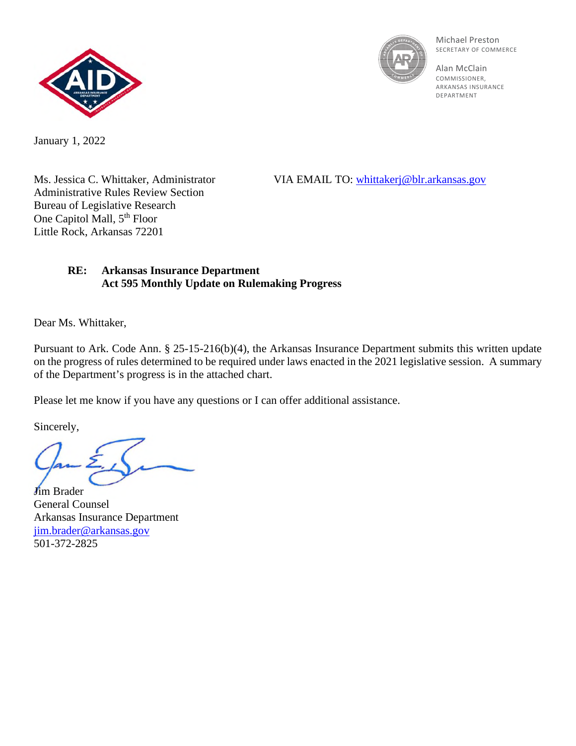Michael Preston
SECRETARY OF COMMERCE

Alan McClain
COMMISSIONER, ARKANSAS INSURANCE DEPARTMENT

January 1, 2022

Ms. Jessica C. Whittaker, Administrator
Administrative Rules Review Section
Bureau of Legislative Research
One Capitol Mall, 5th Floor
Little Rock, Arkansas 72201

VIA EMAIL TO: whittakerj@blr.arkansas.gov

**RE: Arkansas Insurance Department**
**Act 595 Monthly Update on Rulemaking Progress**

Dear Ms. Whittaker,

Pursuant to Ark. Code Ann. § 25-15-216(b)(4), the Arkansas Insurance Department submits this written update on the progress of rules determined to be required under laws enacted in the 2021 legislative session. A summary of the Department's progress is in the attached chart.

Please let me know if you have any questions or I can offer additional assistance.

Sincerely,

Jim Brader
General Counsel
Arkansas Insurance Department
jim.brader@arkansas.gov
501-372-2825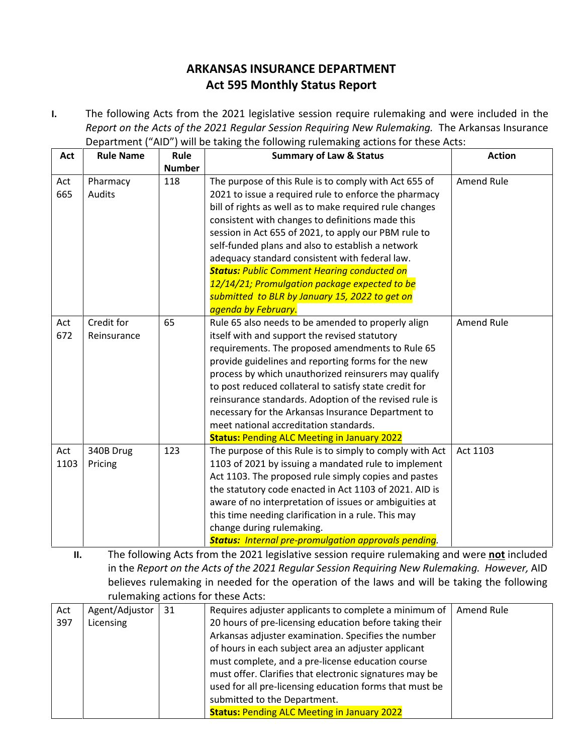# ARKANSAS INSURANCE DEPARTMENT
# Act 595 Monthly Status Report

**I.** The following Acts from the 2021 legislative session require rulemaking and were included in the *Report on the Acts of the 2021 Regular Session Requiring New Rulemaking.* The Arkansas Insurance Department ("AID") will be taking the following rulemaking actions for these Acts:

| Act | Rule Name | Rule Number | Summary of Law & Status | Action |
|---|---|---|---|---|
| Act 665 | Pharmacy Audits | 118 | The purpose of this Rule is to comply with Act 655 of 2021 to issue a required rule to enforce the pharmacy bill of rights as well as to make required rule changes consistent with changes to definitions made this session in Act 655 of 2021, to apply our PBM rule to self-funded plans and also to establish a network adequacy standard consistent with federal law. ***Status:*** *Public Comment Hearing conducted on 12/14/21; Promulgation package expected to be submitted to BLR by January 15, 2022 to get on agenda by February.* | Amend Rule |
| Act 672 | Credit for Reinsurance | 65 | Rule 65 also needs to be amended to properly align itself with and support the revised statutory requirements. The proposed amendments to Rule 65 provide guidelines and reporting forms for the new process by which unauthorized reinsurers may qualify to post reduced collateral to satisfy state credit for reinsurance standards. Adoption of the revised rule is necessary for the Arkansas Insurance Department to meet national accreditation standards. **Status:** Pending ALC Meeting in January 2022 | Amend Rule |
| Act 1103 | 340B Drug Pricing | 123 | The purpose of this Rule is to simply to comply with Act 1103 of 2021 by issuing a mandated rule to implement Act 1103. The proposed rule simply copies and pastes the statutory code enacted in Act 1103 of 2021. AID is aware of no interpretation of issues or ambiguities at this time needing clarification in a rule. This may change during rulemaking. ***Status:*** *Internal pre-promulgation approvals pending.* | Act 1103 |

**II.** The following Acts from the 2021 legislative session require rulemaking and were **not** included in the *Report on the Acts of the 2021 Regular Session Requiring New Rulemaking. However,* AID believes rulemaking in needed for the operation of the laws and will be taking the following rulemaking actions for these Acts:

| Act | Rule Name | Rule Number | Summary of Law & Status | Action |
|---|---|---|---|---|
| Act 397 | Agent/Adjustor Licensing | 31 | Requires adjuster applicants to complete a minimum of 20 hours of pre-licensing education before taking their Arkansas adjuster examination. Specifies the number of hours in each subject area an adjuster applicant must complete, and a pre-license education course must offer. Clarifies that electronic signatures may be used for all pre-licensing education forms that must be submitted to the Department. **Status:** Pending ALC Meeting in January 2022 | Amend Rule |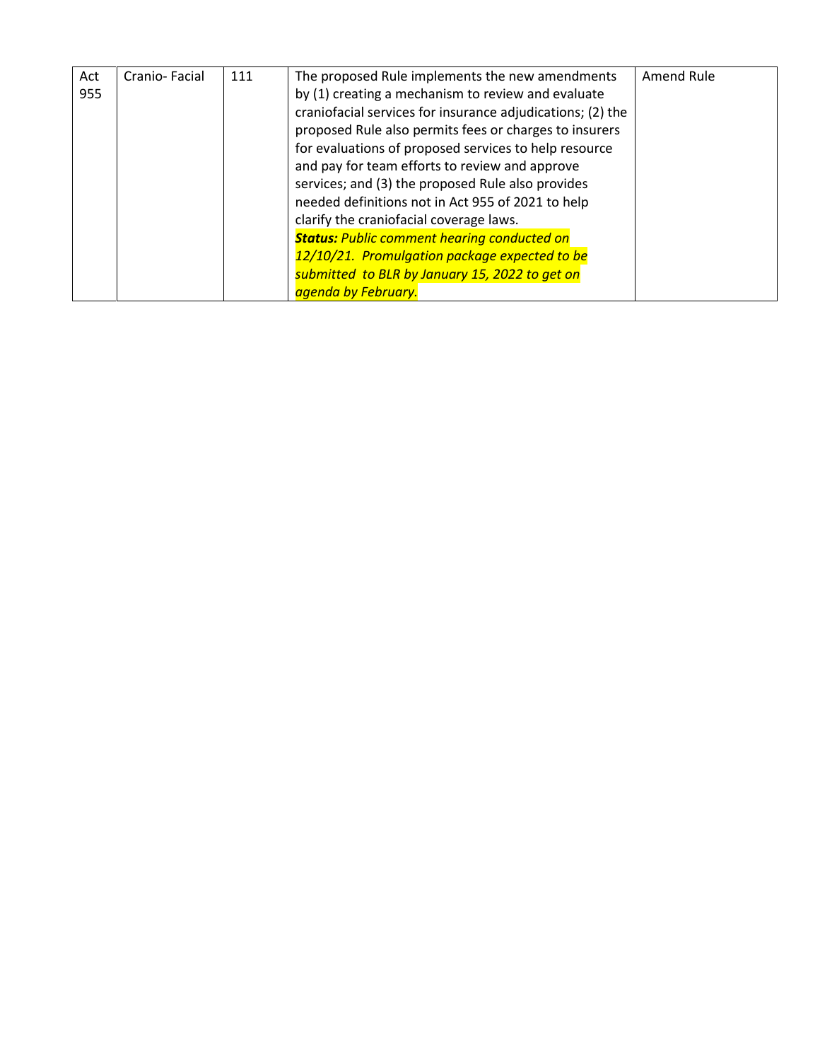| | | | | |
|---|---|---|---|---|
| Act 955 | Cranio- Facial | 111 | The proposed Rule implements the new amendments by (1) creating a mechanism to review and evaluate craniofacial services for insurance adjudications; (2) the proposed Rule also permits fees or charges to insurers for evaluations of proposed services to help resource and pay for team efforts to review and approve services; and (3) the proposed Rule also provides needed definitions not in Act 955 of 2021 to help clarify the craniofacial coverage laws. ***Status:*** *Public comment hearing conducted on 12/10/21. Promulgation package expected to be submitted to BLR by January 15, 2022 to get on agenda by February.* | Amend Rule |